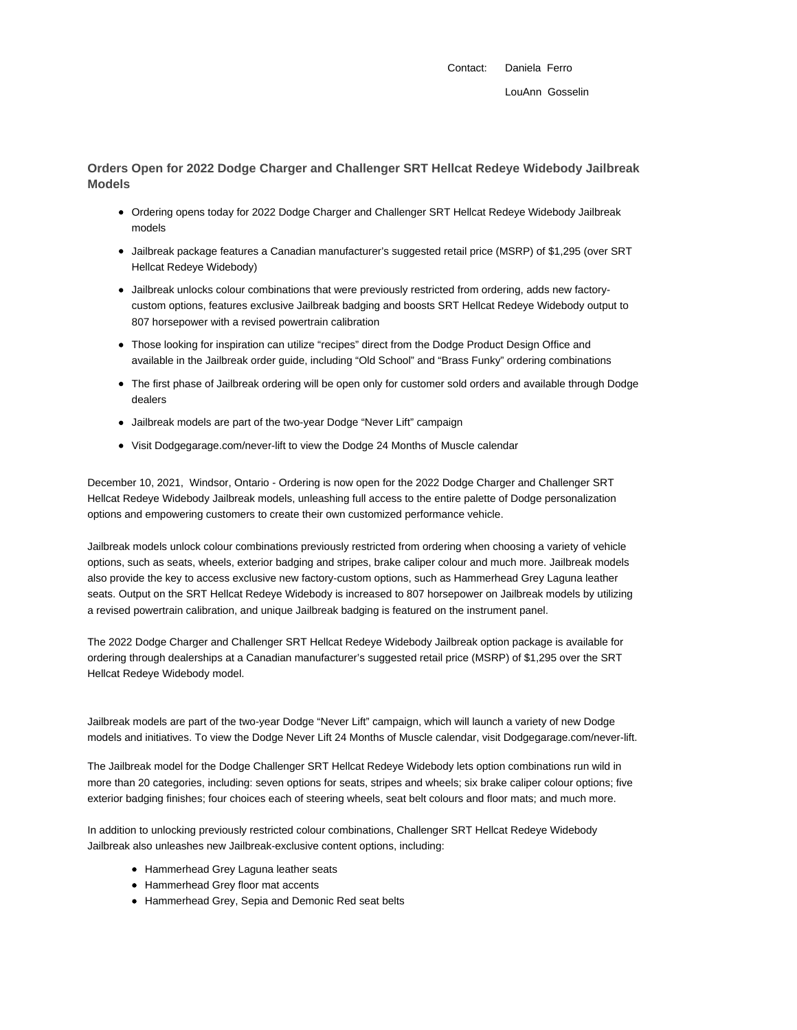Contact: Daniela Ferro

LouAnn Gosselin

## Orders Open for 2022 Dodge Charger and Challenger SRT Hellcat Redeye Widebody Jailbreak Models

- Ordering opens today for 2022 Dodge Charger and Challenger SRT Hellcat Redeye Widebody Jailbreak models
- Jailbreak package features a Canadian manufacturer's suggested retail price (MSRP) of $1,295 (over SRT Hellcat Redeye Widebody)
- Jailbreak unlocks colour combinations that were previously restricted from ordering, adds new factory-custom options, features exclusive Jailbreak badging and boosts SRT Hellcat Redeye Widebody output to 807 horsepower with a revised powertrain calibration
- Those looking for inspiration can utilize "recipes" direct from the Dodge Product Design Office and available in the Jailbreak order guide, including "Old School" and "Brass Funky" ordering combinations
- The first phase of Jailbreak ordering will be open only for customer sold orders and available through Dodge dealers
- Jailbreak models are part of the two-year Dodge "Never Lift" campaign
- Visit Dodgegarage.com/never-lift to view the Dodge 24 Months of Muscle calendar

December 10, 2021, Windsor, Ontario - Ordering is now open for the 2022 Dodge Charger and Challenger SRT Hellcat Redeye Widebody Jailbreak models, unleashing full access to the entire palette of Dodge personalization options and empowering customers to create their own customized performance vehicle.

Jailbreak models unlock colour combinations previously restricted from ordering when choosing a variety of vehicle options, such as seats, wheels, exterior badging and stripes, brake caliper colour and much more. Jailbreak models also provide the key to access exclusive new factory-custom options, such as Hammerhead Grey Laguna leather seats. Output on the SRT Hellcat Redeye Widebody is increased to 807 horsepower on Jailbreak models by utilizing a revised powertrain calibration, and unique Jailbreak badging is featured on the instrument panel.

The 2022 Dodge Charger and Challenger SRT Hellcat Redeye Widebody Jailbreak option package is available for ordering through dealerships at a Canadian manufacturer's suggested retail price (MSRP) of $1,295 over the SRT Hellcat Redeye Widebody model.

Jailbreak models are part of the two-year Dodge "Never Lift" campaign, which will launch a variety of new Dodge models and initiatives. To view the Dodge Never Lift 24 Months of Muscle calendar, visit Dodgegarage.com/never-lift.

The Jailbreak model for the Dodge Challenger SRT Hellcat Redeye Widebody lets option combinations run wild in more than 20 categories, including: seven options for seats, stripes and wheels; six brake caliper colour options; five exterior badging finishes; four choices each of steering wheels, seat belt colours and floor mats; and much more.

In addition to unlocking previously restricted colour combinations, Challenger SRT Hellcat Redeye Widebody Jailbreak also unleashes new Jailbreak-exclusive content options, including:

- Hammerhead Grey Laguna leather seats
- Hammerhead Grey floor mat accents
- Hammerhead Grey, Sepia and Demonic Red seat belts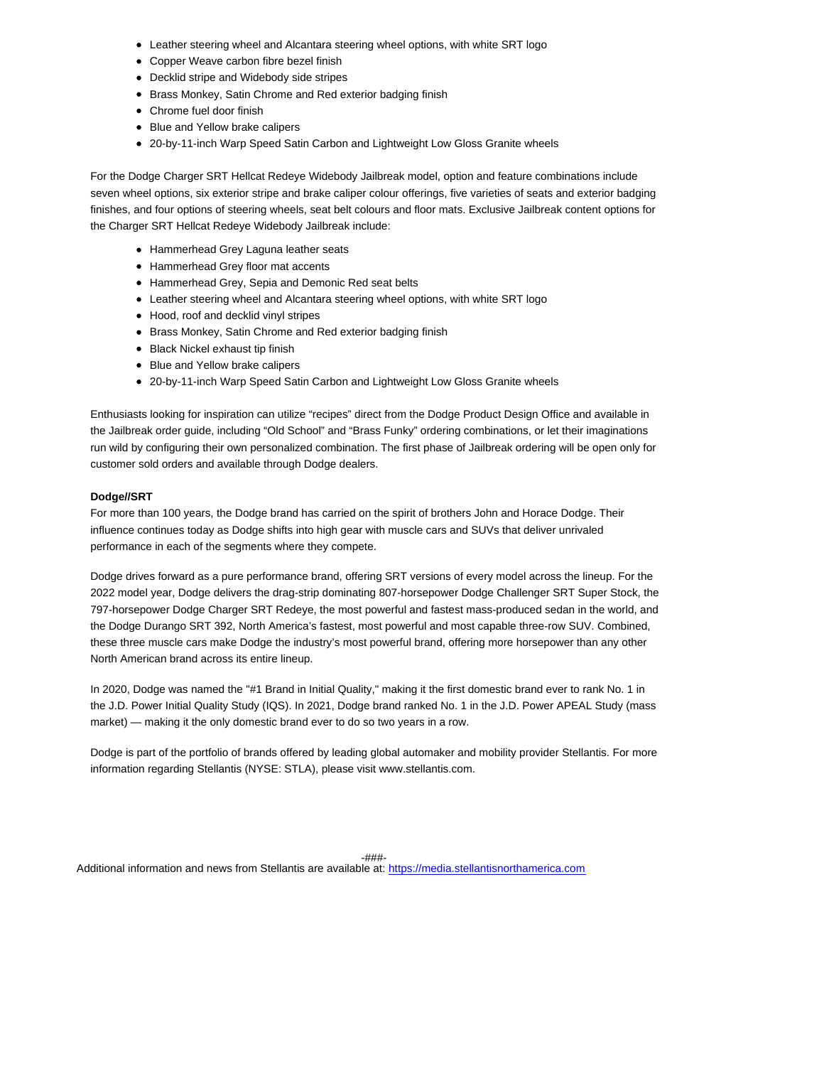- Leather steering wheel and Alcantara steering wheel options, with white SRT logo
- Copper Weave carbon fibre bezel finish
- Decklid stripe and Widebody side stripes
- Brass Monkey, Satin Chrome and Red exterior badging finish
- Chrome fuel door finish
- Blue and Yellow brake calipers
- 20-by-11-inch Warp Speed Satin Carbon and Lightweight Low Gloss Granite wheels

For the Dodge Charger SRT Hellcat Redeye Widebody Jailbreak model, option and feature combinations include seven wheel options, six exterior stripe and brake caliper colour offerings, five varieties of seats and exterior badging finishes, and four options of steering wheels, seat belt colours and floor mats. Exclusive Jailbreak content options for the Charger SRT Hellcat Redeye Widebody Jailbreak include:

- Hammerhead Grey Laguna leather seats
- Hammerhead Grey floor mat accents
- Hammerhead Grey, Sepia and Demonic Red seat belts
- Leather steering wheel and Alcantara steering wheel options, with white SRT logo
- Hood, roof and decklid vinyl stripes
- Brass Monkey, Satin Chrome and Red exterior badging finish
- Black Nickel exhaust tip finish
- Blue and Yellow brake calipers
- 20-by-11-inch Warp Speed Satin Carbon and Lightweight Low Gloss Granite wheels

Enthusiasts looking for inspiration can utilize “recipes” direct from the Dodge Product Design Office and available in the Jailbreak order guide, including “Old School” and “Brass Funky” ordering combinations, or let their imaginations run wild by configuring their own personalized combination. The first phase of Jailbreak ordering will be open only for customer sold orders and available through Dodge dealers.

**Dodge//SRT**

For more than 100 years, the Dodge brand has carried on the spirit of brothers John and Horace Dodge. Their influence continues today as Dodge shifts into high gear with muscle cars and SUVs that deliver unrivaled performance in each of the segments where they compete.

Dodge drives forward as a pure performance brand, offering SRT versions of every model across the lineup. For the 2022 model year, Dodge delivers the drag-strip dominating 807-horsepower Dodge Challenger SRT Super Stock, the 797-horsepower Dodge Charger SRT Redeye, the most powerful and fastest mass-produced sedan in the world, and the Dodge Durango SRT 392, North America’s fastest, most powerful and most capable three-row SUV. Combined, these three muscle cars make Dodge the industry’s most powerful brand, offering more horsepower than any other North American brand across its entire lineup.

In 2020, Dodge was named the "#1 Brand in Initial Quality," making it the first domestic brand ever to rank No. 1 in the J.D. Power Initial Quality Study (IQS). In 2021, Dodge brand ranked No. 1 in the J.D. Power APEAL Study (mass market) — making it the only domestic brand ever to do so two years in a row.

Dodge is part of the portfolio of brands offered by leading global automaker and mobility provider Stellantis. For more information regarding Stellantis (NYSE: STLA), please visit www.stellantis.com.

-###-

Additional information and news from Stellantis are available at: https://media.stellantisnorthamerica.com